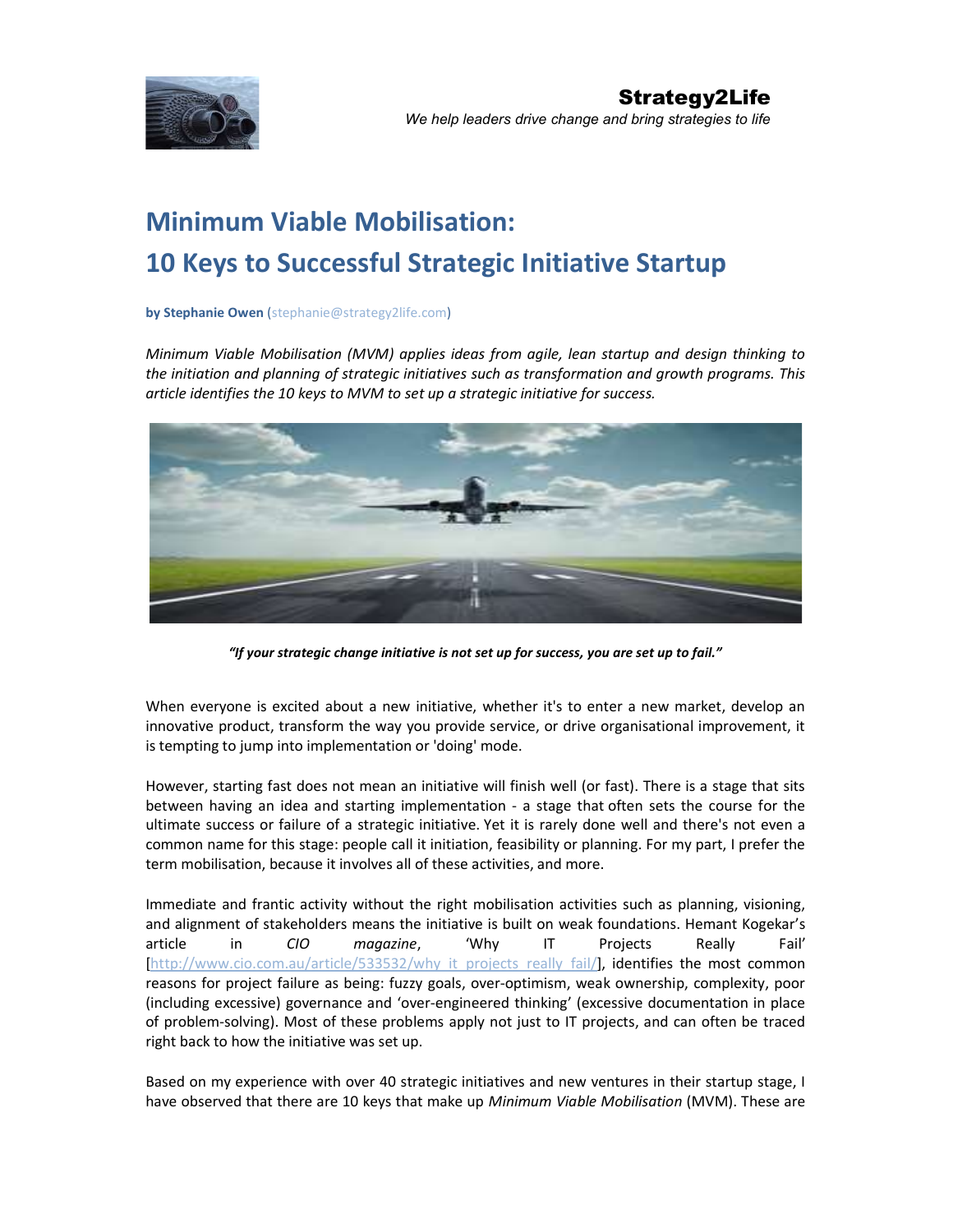Strategy2Life

*We help leaders drive change and bring strategies to life*

# Minimum Viable Mobilisation:
# 10 Keys to Successful Strategic Initiative Startup

**by Stephanie Owen** (stephanie@strategy2life.com)

*Minimum Viable Mobilisation (MVM) applies ideas from agile, lean startup and design thinking to the initiation and planning of strategic initiatives such as transformation and growth programs. This article identifies the 10 keys to MVM to set up a strategic initiative for success.*

***"If your strategic change initiative is not set up for success, you are set up to fail."***

When everyone is excited about a new initiative, whether it's to enter a new market, develop an innovative product, transform the way you provide service, or drive organisational improvement, it is tempting to jump into implementation or 'doing' mode.

However, starting fast does not mean an initiative will finish well (or fast). There is a stage that sits between having an idea and starting implementation - a stage that often sets the course for the ultimate success or failure of a strategic initiative. Yet it is rarely done well and there's not even a common name for this stage: people call it initiation, feasibility or planning. For my part, I prefer the term mobilisation, because it involves all of these activities, and more.

Immediate and frantic activity without the right mobilisation activities such as planning, visioning, and alignment of stakeholders means the initiative is built on weak foundations. Hemant Kogekar's article in *CIO magazine*, 'Why IT Projects Really Fail' [http://www.cio.com.au/article/533532/why_it_projects_really_fail/], identifies the most common reasons for project failure as being: fuzzy goals, over-optimism, weak ownership, complexity, poor (including excessive) governance and 'over-engineered thinking' (excessive documentation in place of problem-solving). Most of these problems apply not just to IT projects, and can often be traced right back to how the initiative was set up.

Based on my experience with over 40 strategic initiatives and new ventures in their startup stage, I have observed that there are 10 keys that make up *Minimum Viable Mobilisation* (MVM). These are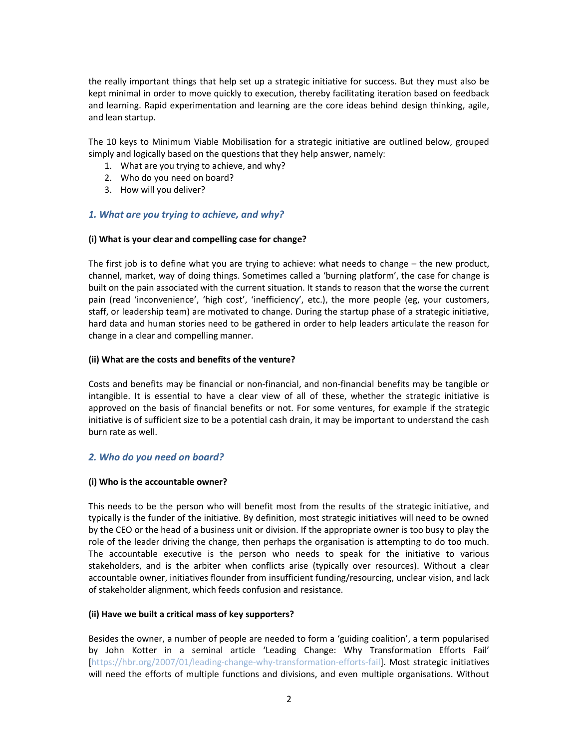the really important things that help set up a strategic initiative for success. But they must also be kept minimal in order to move quickly to execution, thereby facilitating iteration based on feedback and learning. Rapid experimentation and learning are the core ideas behind design thinking, agile, and lean startup.

The 10 keys to Minimum Viable Mobilisation for a strategic initiative are outlined below, grouped simply and logically based on the questions that they help answer, namely:

1. What are you trying to achieve, and why?
2. Who do you need on board?
3. How will you deliver?

## *1. What are you trying to achieve, and why?*

**(i) What is your clear and compelling case for change?**

The first job is to define what you are trying to achieve: what needs to change – the new product, channel, market, way of doing things. Sometimes called a 'burning platform', the case for change is built on the pain associated with the current situation. It stands to reason that the worse the current pain (read 'inconvenience', 'high cost', 'inefficiency', etc.), the more people (eg, your customers, staff, or leadership team) are motivated to change. During the startup phase of a strategic initiative, hard data and human stories need to be gathered in order to help leaders articulate the reason for change in a clear and compelling manner.

**(ii) What are the costs and benefits of the venture?**

Costs and benefits may be financial or non-financial, and non-financial benefits may be tangible or intangible. It is essential to have a clear view of all of these, whether the strategic initiative is approved on the basis of financial benefits or not. For some ventures, for example if the strategic initiative is of sufficient size to be a potential cash drain, it may be important to understand the cash burn rate as well.

## *2. Who do you need on board?*

**(i) Who is the accountable owner?**

This needs to be the person who will benefit most from the results of the strategic initiative, and typically is the funder of the initiative. By definition, most strategic initiatives will need to be owned by the CEO or the head of a business unit or division. If the appropriate owner is too busy to play the role of the leader driving the change, then perhaps the organisation is attempting to do too much. The accountable executive is the person who needs to speak for the initiative to various stakeholders, and is the arbiter when conflicts arise (typically over resources). Without a clear accountable owner, initiatives flounder from insufficient funding/resourcing, unclear vision, and lack of stakeholder alignment, which feeds confusion and resistance.

**(ii) Have we built a critical mass of key supporters?**

Besides the owner, a number of people are needed to form a 'guiding coalition', a term popularised by John Kotter in a seminal article 'Leading Change: Why Transformation Efforts Fail' [https://hbr.org/2007/01/leading-change-why-transformation-efforts-fail]. Most strategic initiatives will need the efforts of multiple functions and divisions, and even multiple organisations. Without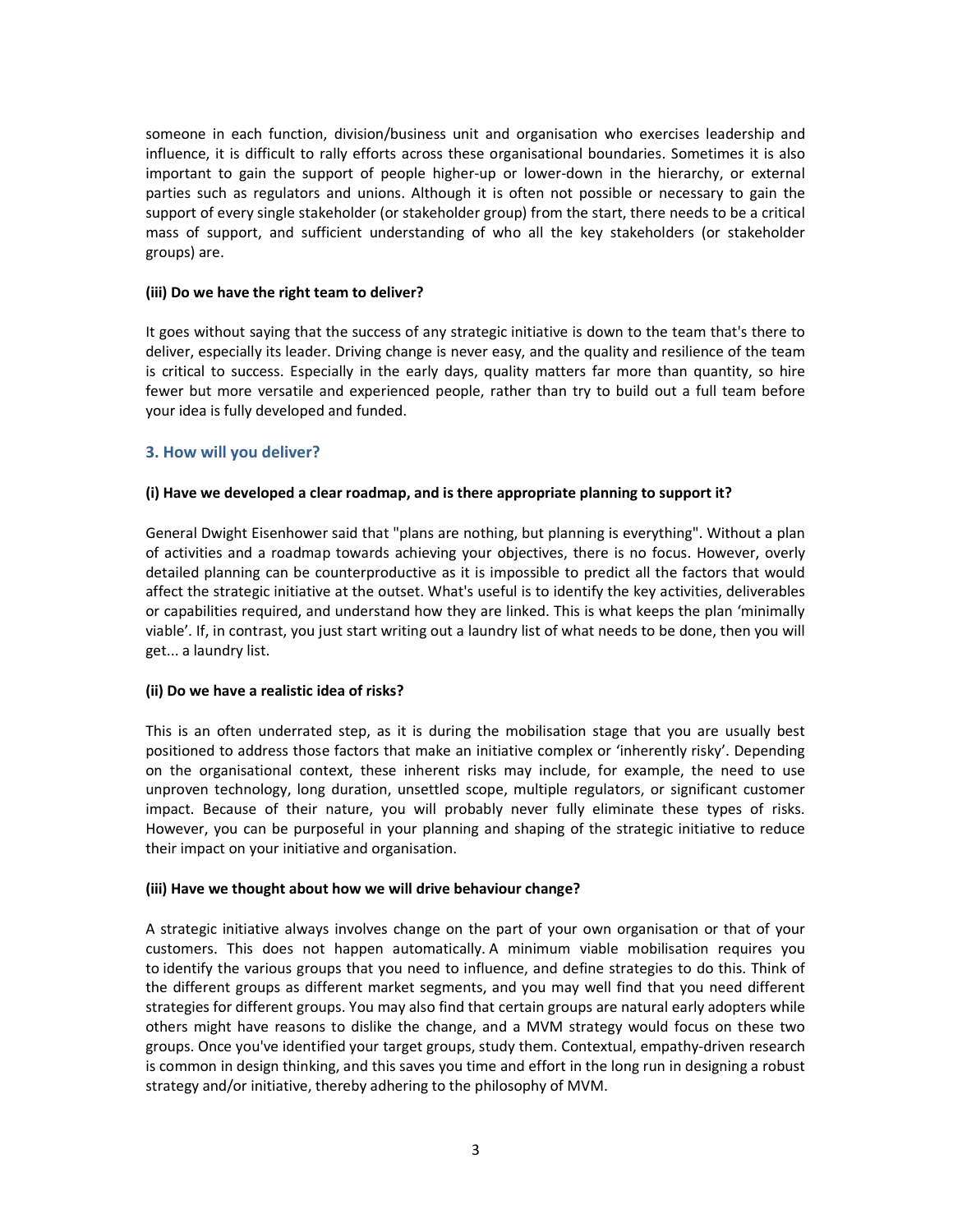someone in each function, division/business unit and organisation who exercises leadership and influence, it is difficult to rally efforts across these organisational boundaries. Sometimes it is also important to gain the support of people higher-up or lower-down in the hierarchy, or external parties such as regulators and unions. Although it is often not possible or necessary to gain the support of every single stakeholder (or stakeholder group) from the start, there needs to be a critical mass of support, and sufficient understanding of who all the key stakeholders (or stakeholder groups) are.

**(iii) Do we have the right team to deliver?**

It goes without saying that the success of any strategic initiative is down to the team that's there to deliver, especially its leader. Driving change is never easy, and the quality and resilience of the team is critical to success. Especially in the early days, quality matters far more than quantity, so hire fewer but more versatile and experienced people, rather than try to build out a full team before your idea is fully developed and funded.

## 3. How will you deliver?

**(i) Have we developed a clear roadmap, and is there appropriate planning to support it?**

General Dwight Eisenhower said that "plans are nothing, but planning is everything". Without a plan of activities and a roadmap towards achieving your objectives, there is no focus. However, overly detailed planning can be counterproductive as it is impossible to predict all the factors that would affect the strategic initiative at the outset. What's useful is to identify the key activities, deliverables or capabilities required, and understand how they are linked. This is what keeps the plan 'minimally viable'. If, in contrast, you just start writing out a laundry list of what needs to be done, then you will get... a laundry list.

**(ii) Do we have a realistic idea of risks?**

This is an often underrated step, as it is during the mobilisation stage that you are usually best positioned to address those factors that make an initiative complex or 'inherently risky'. Depending on the organisational context, these inherent risks may include, for example, the need to use unproven technology, long duration, unsettled scope, multiple regulators, or significant customer impact. Because of their nature, you will probably never fully eliminate these types of risks. However, you can be purposeful in your planning and shaping of the strategic initiative to reduce their impact on your initiative and organisation.

**(iii) Have we thought about how we will drive behaviour change?**

A strategic initiative always involves change on the part of your own organisation or that of your customers. This does not happen automatically. A minimum viable mobilisation requires you to identify the various groups that you need to influence, and define strategies to do this. Think of the different groups as different market segments, and you may well find that you need different strategies for different groups. You may also find that certain groups are natural early adopters while others might have reasons to dislike the change, and a MVM strategy would focus on these two groups. Once you've identified your target groups, study them. Contextual, empathy-driven research is common in design thinking, and this saves you time and effort in the long run in designing a robust strategy and/or initiative, thereby adhering to the philosophy of MVM.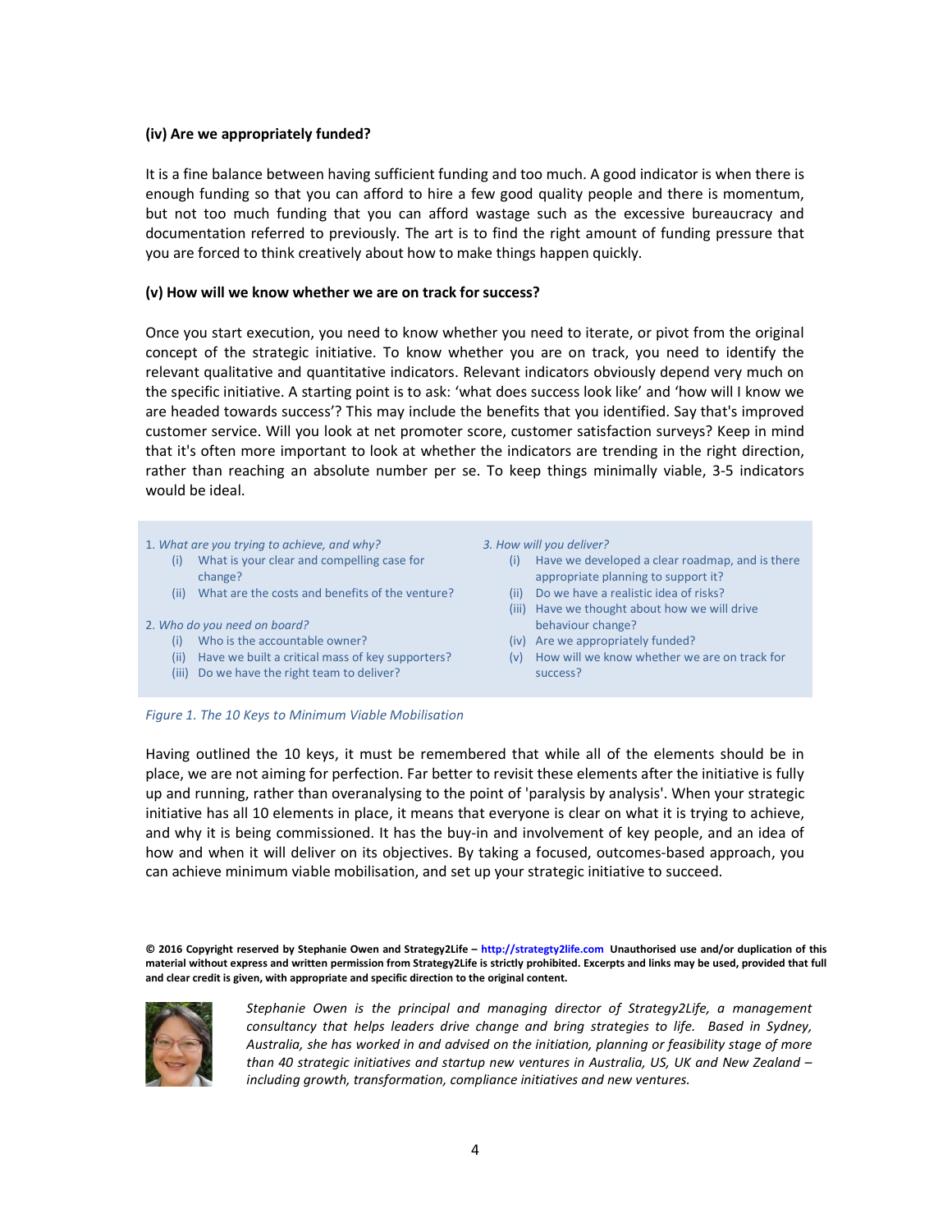**(iv) Are we appropriately funded?**

It is a fine balance between having sufficient funding and too much. A good indicator is when there is enough funding so that you can afford to hire a few good quality people and there is momentum, but not too much funding that you can afford wastage such as the excessive bureaucracy and documentation referred to previously. The art is to find the right amount of funding pressure that you are forced to think creatively about how to make things happen quickly.

**(v) How will we know whether we are on track for success?**

Once you start execution, you need to know whether you need to iterate, or pivot from the original concept of the strategic initiative. To know whether you are on track, you need to identify the relevant qualitative and quantitative indicators. Relevant indicators obviously depend very much on the specific initiative. A starting point is to ask: 'what does success look like' and 'how will I know we are headed towards success'? This may include the benefits that you identified. Say that's improved customer service. Will you look at net promoter score, customer satisfaction surveys? Keep in mind that it's often more important to look at whether the indicators are trending in the right direction, rather than reaching an absolute number per se. To keep things minimally viable, 3-5 indicators would be ideal.

1. *What are you trying to achieve, and why?*
   - (i) What is your clear and compelling case for change?
   - (ii) What are the costs and benefits of the venture?

2. *Who do you need on board?*
   - (i) Who is the accountable owner?
   - (ii) Have we built a critical mass of key supporters?
   - (iii) Do we have the right team to deliver?

3. *How will you deliver?*
   - (i) Have we developed a clear roadmap, and is there appropriate planning to support it?
   - (ii) Do we have a realistic idea of risks?
   - (iii) Have we thought about how we will drive behaviour change?
   - (iv) Are we appropriately funded?
   - (v) How will we know whether we are on track for success?

*Figure 1. The 10 Keys to Minimum Viable Mobilisation*

Having outlined the 10 keys, it must be remembered that while all of the elements should be in place, we are not aiming for perfection. Far better to revisit these elements after the initiative is fully up and running, rather than overanalysing to the point of 'paralysis by analysis'. When your strategic initiative has all 10 elements in place, it means that everyone is clear on what it is trying to achieve, and why it is being commissioned. It has the buy-in and involvement of key people, and an idea of how and when it will deliver on its objectives. By taking a focused, outcomes-based approach, you can achieve minimum viable mobilisation, and set up your strategic initiative to succeed.

**© 2016 Copyright reserved by Stephanie Owen and Strategy2Life – http://strategy2life.com Unauthorised use and/or duplication of this material without express and written permission from Strategy2Life is strictly prohibited. Excerpts and links may be used, provided that full and clear credit is given, with appropriate and specific direction to the original content.**

*Stephanie Owen is the principal and managing director of Strategy2Life, a management consultancy that helps leaders drive change and bring strategies to life. Based in Sydney, Australia, she has worked in and advised on the initiation, planning or feasibility stage of more than 40 strategic initiatives and startup new ventures in Australia, US, UK and New Zealand – including growth, transformation, compliance initiatives and new ventures.*